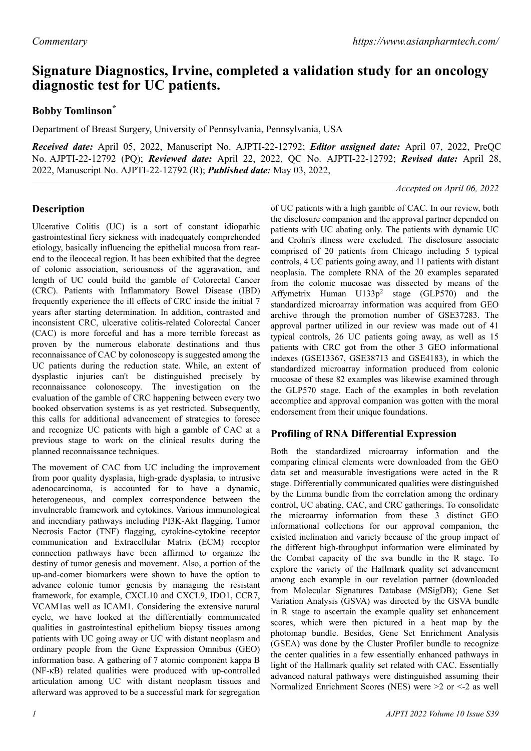*Commentary*

# Signature Diagnostics, Irvine, completed a validation study for an oncology diagnostic test for UC patients.

## Bobby Tomlinson*

Department of Breast Surgery, University of Pennsylvania, Pennsylvania, USA

***Received date:*** April 05, 2022, Manuscript No. AJPTI-22-12792; ***Editor assigned date:*** April 07, 2022, PreQC No. AJPTI-22-12792 (PQ); ***Reviewed date:*** April 22, 2022, QC No. AJPTI-22-12792; ***Revised date:*** April 28, 2022, Manuscript No. AJPTI-22-12792 (R); ***Published date:*** May 03, 2022,

*Accepted on April 06, 2022*

## Description

Ulcerative Colitis (UC) is a sort of constant idiopathic gastrointestinal fiery sickness with inadequately comprehended etiology, basically influencing the epithelial mucosa from rear-end to the ileocecal region. It has been exhibited that the degree of colonic association, seriousness of the aggravation, and length of UC could build the gamble of Colorectal Cancer (CRC). Patients with Inflammatory Bowel Disease (IBD) frequently experience the ill effects of CRC inside the initial 7 years after starting determination. In addition, contrasted and inconsistent CRC, ulcerative colitis-related Colorectal Cancer (CAC) is more forceful and has a more terrible forecast as proven by the numerous elaborate destinations and thus reconnaissance of CAC by colonoscopy is suggested among the UC patients during the reduction state. While, an extent of dysplastic injuries can't be distinguished precisely by reconnaissance colonoscopy. The investigation on the evaluation of the gamble of CRC happening between every two booked observation systems is as yet restricted. Subsequently, this calls for additional advancement of strategies to foresee and recognize UC patients with high a gamble of CAC at a previous stage to work on the clinical results during the planned reconnaissance techniques.

The movement of CAC from UC including the improvement from poor quality dysplasia, high-grade dysplasia, to intrusive adenocarcinoma, is accounted for to have a dynamic, heterogeneous, and complex correspondence between the invulnerable framework and cytokines. Various immunological and incendiary pathways including PI3K-Akt flagging, Tumor Necrosis Factor (TNF) flagging, cytokine-cytokine receptor communication and Extracellular Matrix (ECM) receptor connection pathways have been affirmed to organize the destiny of tumor genesis and movement. Also, a portion of the up-and-comer biomarkers were shown to have the option to advance colonic tumor genesis by managing the resistant framework, for example, CXCL10 and CXCL9, IDO1, CCR7, VCAM1as well as ICAM1. Considering the extensive natural cycle, we have looked at the differentially communicated qualities in gastrointestinal epithelium biopsy tissues among patients with UC going away or UC with distant neoplasm and ordinary people from the Gene Expression Omnibus (GEO) information base. A gathering of 7 atomic component kappa B (NF-κB) related qualities were produced with up-controlled articulation among UC with distant neoplasm tissues and afterward was approved to be a successful mark for segregation of UC patients with a high gamble of CAC. In our review, both the disclosure companion and the approval partner depended on patients with UC abating only. The patients with dynamic UC and Crohn's illness were excluded. The disclosure associate comprised of 20 patients from Chicago including 5 typical controls, 4 UC patients going away, and 11 patients with distant neoplasia. The complete RNA of the 20 examples separated from the colonic mucosae was dissected by means of the Affymetrix Human U133p$^2$ stage (GLP570) and the standardized microarray information was acquired from GEO archive through the promotion number of GSE37283. The approval partner utilized in our review was made out of 41 typical controls, 26 UC patients going away, as well as 15 patients with CRC got from the other 3 GEO informational indexes (GSE13367, GSE38713 and GSE4183), in which the standardized microarray information produced from colonic mucosae of these 82 examples was likewise examined through the GLP570 stage. Each of the examples in both revelation accomplice and approval companion was gotten with the moral endorsement from their unique foundations.

## Profiling of RNA Differential Expression

Both the standardized microarray information and the comparing clinical elements were downloaded from the GEO data set and measurable investigations were acted in the R stage. Differentially communicated qualities were distinguished by the Limma bundle from the correlation among the ordinary control, UC abating, CAC, and CRC gatherings. To consolidate the microarray information from these 3 distinct GEO informational collections for our approval companion, the existed inclination and variety because of the group impact of the different high-throughput information were eliminated by the Combat capacity of the sva bundle in the R stage. To explore the variety of the Hallmark quality set advancement among each example in our revelation partner (downloaded from Molecular Signatures Database (MSigDB); Gene Set Variation Analysis (GSVA) was directed by the GSVA bundle in R stage to ascertain the example quality set enhancement scores, which were then pictured in a heat map by the photomap bundle. Besides, Gene Set Enrichment Analysis (GSEA) was done by the Cluster Profiler bundle to recognize the center qualities in a few essentially enhanced pathways in light of the Hallmark quality set related with CAC. Essentially advanced natural pathways were distinguished assuming their Normalized Enrichment Scores (NES) were >2 or <-2 as well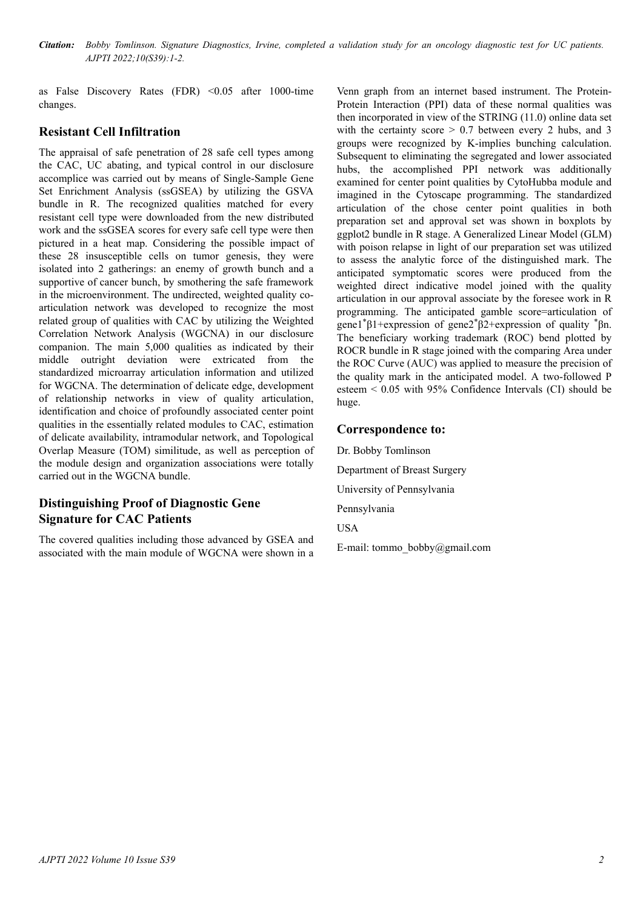as False Discovery Rates (FDR) <0.05 after 1000-time changes.

## Resistant Cell Infiltration

The appraisal of safe penetration of 28 safe cell types among the CAC, UC abating, and typical control in our disclosure accomplice was carried out by means of Single-Sample Gene Set Enrichment Analysis (ssGSEA) by utilizing the GSVA bundle in R. The recognized qualities matched for every resistant cell type were downloaded from the new distributed work and the ssGSEA scores for every safe cell type were then pictured in a heat map. Considering the possible impact of these 28 insusceptible cells on tumor genesis, they were isolated into 2 gatherings: an enemy of growth bunch and a supportive of cancer bunch, by smothering the safe framework in the microenvironment. The undirected, weighted quality co-articulation network was developed to recognize the most related group of qualities with CAC by utilizing the Weighted Correlation Network Analysis (WGCNA) in our disclosure companion. The main 5,000 qualities as indicated by their middle outright deviation were extricated from the standardized microarray articulation information and utilized for WGCNA. The determination of delicate edge, development of relationship networks in view of quality articulation, identification and choice of profoundly associated center point qualities in the essentially related modules to CAC, estimation of delicate availability, intramodular network, and Topological Overlap Measure (TOM) similitude, as well as perception of the module design and organization associations were totally carried out in the WGCNA bundle.

## Distinguishing Proof of Diagnostic Gene Signature for CAC Patients

The covered qualities including those advanced by GSEA and associated with the main module of WGCNA were shown in a Venn graph from an internet based instrument. The Protein-Protein Interaction (PPI) data of these normal qualities was then incorporated in view of the STRING (11.0) online data set with the certainty score > 0.7 between every 2 hubs, and 3 groups were recognized by K-implies bunching calculation. Subsequent to eliminating the segregated and lower associated hubs, the accomplished PPI network was additionally examined for center point qualities by CytoHubba module and imagined in the Cytoscape programming. The standardized articulation of the chose center point qualities in both preparation set and approval set was shown in boxplots by ggplot2 bundle in R stage. A Generalized Linear Model (GLM) with poison relapse in light of our preparation set was utilized to assess the analytic force of the distinguished mark. The anticipated symptomatic scores were produced from the weighted direct indicative model joined with the quality articulation in our approval associate by the foresee work in R programming. The anticipated gamble score=articulation of gene1$^{*}\beta1$+expression of gene2$^{*}\beta2$+expression of quality $^{*}\beta n$. The beneficiary working trademark (ROC) bend plotted by ROCR bundle in R stage joined with the comparing Area under the ROC Curve (AUC) was applied to measure the precision of the quality mark in the anticipated model. A two-followed P esteem < 0.05 with 95% Confidence Intervals (CI) should be huge.

## Correspondence to:

Dr. Bobby Tomlinson

Department of Breast Surgery

University of Pennsylvania

Pennsylvania

USA

E-mail: tommo_bobby@gmail.com